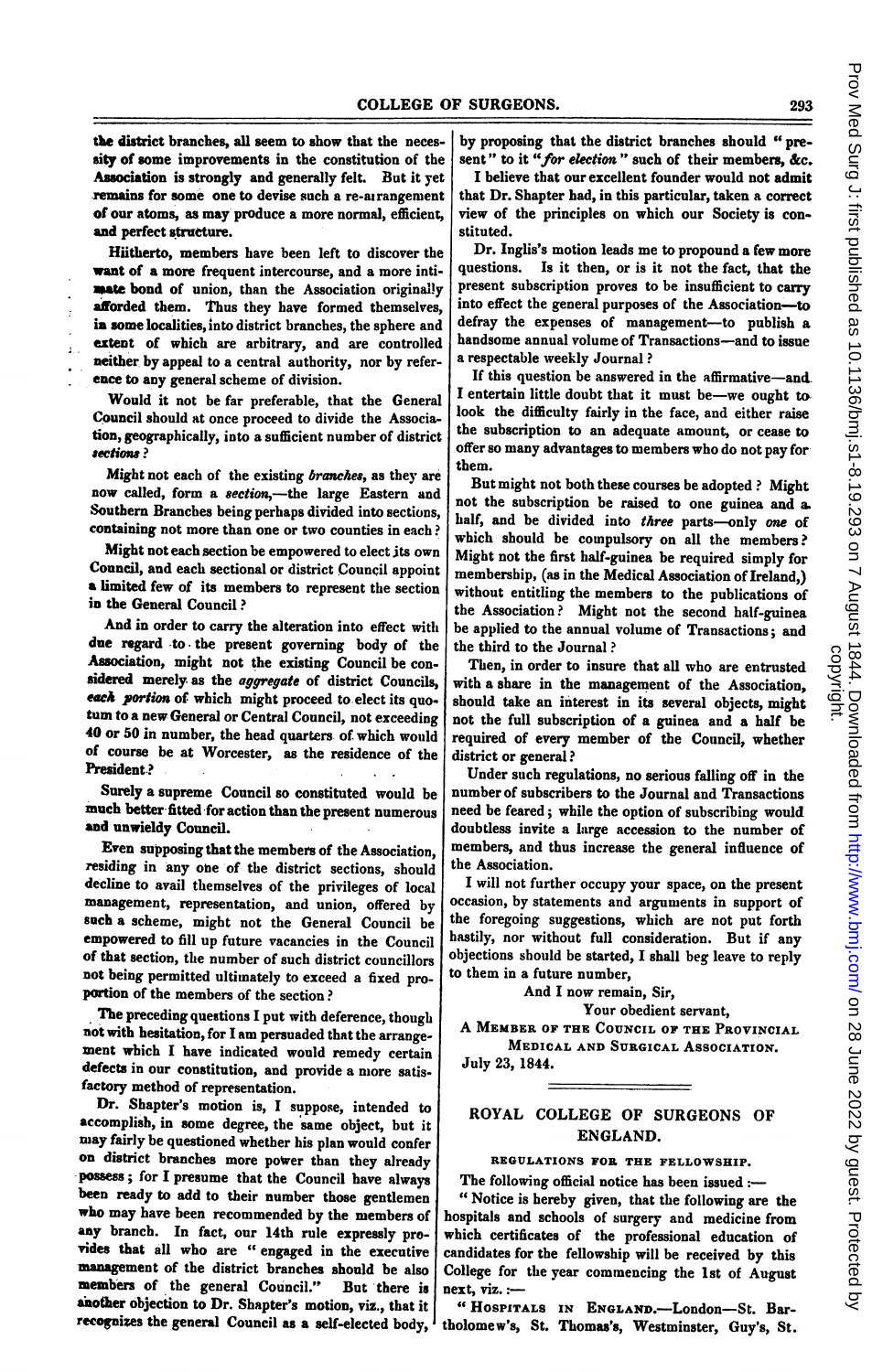the district branches, all seem to show that the necessity of some improvements in the constitution of the Association is strongly and generally felt. But it yet remains for some one to devise such a re-arrangement of our atoms, as may produce a more normal, efficient, and perfect structure.

Hitherto, members have been left to discover the want of a more frequent intercourse, and a more intimate bond of union, than the Association originally afforded them. Thus they have formed themselves, in some localities, into district branches, the sphere and extent of which are arbitrary, and are controlled neither by appeal to a central authority, nor by reference to any general scheme of division.

Would it not be far preferable, that the General Council should at once proceed to divide the Association, geographically, into a sufficient number of district *sections*?

Might not each of the existing *branches*, as they are now called, form a *section*,—the large Eastern and Southern Branches being perhaps divided into sections, containing not more than one or two counties in each?

Might not each section be empowered to elect its own Council, and each sectional or district Council appoint a limited few of its members to represent the section in the General Council?

And in order to carry the alteration into effect with due regard to the present governing body of the Association, might not the existing Council be considered merely as the *aggregate* of district Councils, *each portion* of which might proceed to elect its quotum to a new General or Central Council, not exceeding 40 or 50 in number, the head quarters of which would of course be at Worcester, as the residence of the President?

Surely a supreme Council so constituted would be much better fitted for action than the present numerous and unwieldy Council.

Even supposing that the members of the Association, residing in any one of the district sections, should decline to avail themselves of the privileges of local management, representation, and union, offered by such a scheme, might not the General Council be empowered to fill up future vacancies in the Council of that section, the number of such district councillors not being permitted ultimately to exceed a fixed proportion of the members of the section?

The preceding questions I put with deference, though not with hesitation, for I am persuaded that the arrangement which I have indicated would remedy certain defects in our constitution, and provide a more satisfactory method of representation.

Dr. Shapter's motion is, I suppose, intended to accomplish, in some degree, the same object, but it may fairly be questioned whether his plan would confer on district branches more power than they already possess; for I presume that the Council have always been ready to add to their number those gentlemen who may have been recommended by the members of any branch. In fact, our 14th rule expressly provides that all who are "engaged in the executive management of the district branches should be also members of the general Council." But there is another objection to Dr. Shapter's motion, viz., that it recognizes the general Council as a self-elected body, by proposing that the district branches should "present" to it "*for election*" such of their members, &c.

I believe that our excellent founder would not admit that Dr. Shapter had, in this particular, taken a correct view of the principles on which our Society is constituted.

Dr. Inglis's motion leads me to propound a few more questions. Is it then, or is it not the fact, that the present subscription proves to be insufficient to carry into effect the general purposes of the Association—to defray the expenses of management—to publish a handsome annual volume of Transactions—and to issue a respectable weekly Journal?

If this question be answered in the affirmative—and I entertain little doubt that it must be—we ought to look the difficulty fairly in the face, and either raise the subscription to an adequate amount, or cease to offer so many advantages to members who do not pay for them.

But might not both these courses be adopted? Might not the subscription be raised to one guinea and a half, and be divided into *three* parts—only *one* of which should be compulsory on all the members? Might not the first half-guinea be required simply for membership, (as in the Medical Association of Ireland,) without entitling the members to the publications of the Association? Might not the second half-guinea be applied to the annual volume of Transactions; and the third to the Journal?

Then, in order to insure that all who are entrusted with a share in the management of the Association, should take an interest in its several objects, might not the full subscription of a guinea and a half be required of every member of the Council, whether district or general?

Under such regulations, no serious falling off in the number of subscribers to the Journal and Transactions need be feared; while the option of subscribing would doubtless invite a large accession to the number of members, and thus increase the general influence of the Association.

I will not further occupy your space, on the present occasion, by statements and arguments in support of the foregoing suggestions, which are not put forth hastily, nor without full consideration. But if any objections should be started, I shall beg leave to reply to them in a future number,

And I now remain, Sir,

Your obedient servant,

A Member of the Council of the Provincial Medical and Surgical Association.

July 23, 1844.

## ROYAL COLLEGE OF SURGEONS OF ENGLAND.

### REGULATIONS FOR THE FELLOWSHIP.

The following official notice has been issued:—

"Notice is hereby given, that the following are the hospitals and schools of surgery and medicine from which certificates of the professional education of candidates for the fellowship will be received by this College for the year commencing the 1st of August next, viz.:—

"Hospitals in England.—London—St. Bartholomew's, St. Thomas's, Westminster, Guy's, St.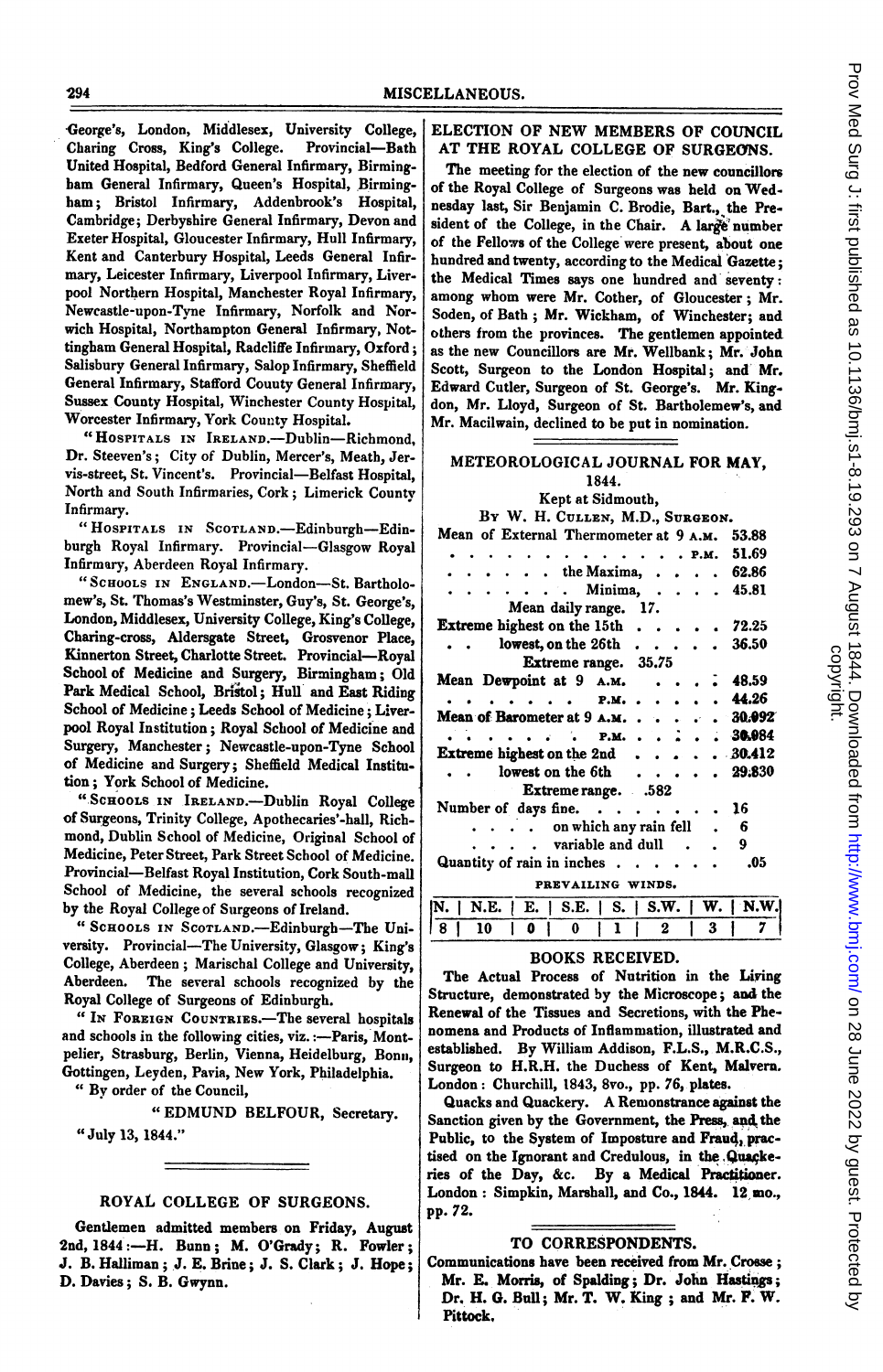George's, London, Middlesex, University College, Charing Cross, King's College. Provincial—Bath United Hospital, Bedford General Infirmary, Birmingham General Infirmary, Queen's Hospital, Birmingham; Bristol Infirmary, Addenbrook's Hospital, Cambridge; Derbyshire General Infirmary, Devon and Exeter Hospital, Gloucester Infirmary, Hull Infirmary, Kent and Canterbury Hospital, Leeds General Infirmary, Leicester Infirmary, Liverpool Infirmary, Liverpool Northern Hospital, Manchester Royal Infirmary, Newcastle-upon-Tyne Infirmary, Norfolk and Norwich Hospital, Northampton General Infirmary, Nottingham General Hospital, Radcliffe Infirmary, Oxford; Salisbury General Infirmary, Salop Infirmary, Sheffield General Infirmary, Stafford County General Infirmary, Sussex County Hospital, Winchester County Hospital, Worcester Infirmary, York County Hospital.

"HOSPITALS IN IRELAND.—Dublin—Richmond, Dr. Steeven's; City of Dublin, Mercer's, Meath, Jervis-street, St. Vincent's. Provincial—Belfast Hospital, North and South Infirmaries, Cork; Limerick County Infirmary.

"HOSPITALS IN SCOTLAND.—Edinburgh—Edinburgh Royal Infirmary. Provincial—Glasgow Royal Infirmary, Aberdeen Royal Infirmary.

"SCHOOLS IN ENGLAND.—London—St. Bartholomew's, St. Thomas's Westminster, Guy's, St. George's, London, Middlesex, University College, King's College, Charing-cross, Aldersgate Street, Grosvenor Place, Kinnerton Street, Charlotte Street. Provincial—Royal School of Medicine and Surgery, Birmingham; Old Park Medical School, Bristol; Hull and East Riding School of Medicine; Leeds School of Medicine; Liverpool Royal Institution; Royal School of Medicine and Surgery, Manchester; Newcastle-upon-Tyne School of Medicine and Surgery; Sheffield Medical Institution; York School of Medicine.

"SCHOOLS IN IRELAND.—Dublin Royal College of Surgeons, Trinity College, Apothecaries'-hall, Richmond, Dublin School of Medicine, Original School of Medicine, Peter Street, Park Street School of Medicine. Provincial—Belfast Royal Institution, Cork South-mall School of Medicine, the several schools recognized by the Royal College of Surgeons of Ireland.

"SCHOOLS IN SCOTLAND.—Edinburgh—The University. Provincial—The University, Glasgow; King's College, Aberdeen; Marischal College and University, Aberdeen. The several schools recognized by the Royal College of Surgeons of Edinburgh.

"IN FOREIGN COUNTRIES.—The several hospitals and schools in the following cities, viz.:—Paris, Montpelier, Strasburg, Berlin, Vienna, Heidelburg, Bonn, Gottingen, Leyden, Pavia, New York, Philadelphia.

"By order of the Council,

"EDMUND BELFOUR, Secretary.

"July 13, 1844."

## ROYAL COLLEGE OF SURGEONS.

Gentlemen admitted members on Friday, August 2nd, 1844:—H. Bunn; M. O'Grady; R. Fowler; J. B. Halliman; J. E. Brine; J. S. Clark; J. Hope; D. Davies; S. B. Gwynn.

## ELECTION OF NEW MEMBERS OF COUNCIL AT THE ROYAL COLLEGE OF SURGEONS.

The meeting for the election of the new councillors of the Royal College of Surgeons was held on Wednesday last, Sir Benjamin C. Brodie, Bart., the President of the College, in the Chair. A large number of the Fellows of the College were present, about one hundred and twenty, according to the Medical Gazette; the Medical Times says one hundred and seventy: among whom were Mr. Cother, of Gloucester; Mr. Soden, of Bath; Mr. Wickham, of Winchester; and others from the provinces. The gentlemen appointed as the new Councillors are Mr. Wellbank; Mr. John Scott, Surgeon to the London Hospital; and Mr. Edward Cutler, Surgeon of St. George's. Mr. Kingdon, Mr. Lloyd, Surgeon of St. Bartholemew's, and Mr. Macilwain, declined to be put in nomination.

## METEOROLOGICAL JOURNAL FOR MAY, 1844.

Kept at Sidmouth,

BY W. H. CULLEN, M.D., SURGEON.

| | |
|---|---|
| Mean of External Thermometer at 9 A.M. | 53.88 |
| . . . . . . . . . . . . . . . P.M. | 51.69 |
| . . . . . . . the Maxima, . . . . | 62.86 |
| . . . . . . . Minima, . . . . | 45.81 |
| Mean daily range. 17. | |
| Extreme highest on the 15th . . . . . | 72.25 |
| . . lowest, on the 26th . . . . . | 36.50 |
| Extreme range. 35.75 | |
| Mean Dewpoint at 9 A.M. . . . . | 48.59 |
| . . . . . . . . P.M. . . . . . | 44.26 |
| Mean of Barometer at 9 A.M. . . . . . | 30.092 |
| . . . . . . . P.M. . . . . . | 30.084 |
| Extreme highest on the 2nd . . . . . | 30.412 |
| . . lowest on the 6th . . . . . | 29.830 |
| Extreme range. .582 | |
| Number of days fine. . . . . . . . | 16 |
| . . . . on which any rain fell . | 6 |
| . . . . variable and dull . . | 9 |
| Quantity of rain in inches . . . . . . | .05 |

PREVAILING WINDS.

| N. | N.E. | E. | S.E. | S. | S.W. | W. | N.W. |
|---|---|---|---|---|---|---|---|
| 8 | 10 | 0 | 0 | 1 | 2 | 3 | 7 |

## BOOKS RECEIVED.

The Actual Process of Nutrition in the Living Structure, demonstrated by the Microscope; and the Renewal of the Tissues and Secretions, with the Phenomena and Products of Inflammation, illustrated and established. By William Addison, F.L.S., M.R.C.S., Surgeon to H.R.H. the Duchess of Kent, Malvern. London: Churchill, 1843, 8vo., pp. 76, plates.

Quacks and Quackery. A Remonstrance against the Sanction given by the Government, the Press, and the Public, to the System of Imposture and Fraud, practised on the Ignorant and Credulous, in the Quackeries of the Day, &c. By a Medical Practitioner. London: Simpkin, Marshall, and Co., 1844. 12 mo., pp. 72.

## TO CORRESPONDENTS.

Communications have been received from Mr. Crosse; Mr. E. Morris, of Spalding; Dr. John Hastings; Dr. H. G. Bull; Mr. T. W. King; and Mr. F. W. Pittock.